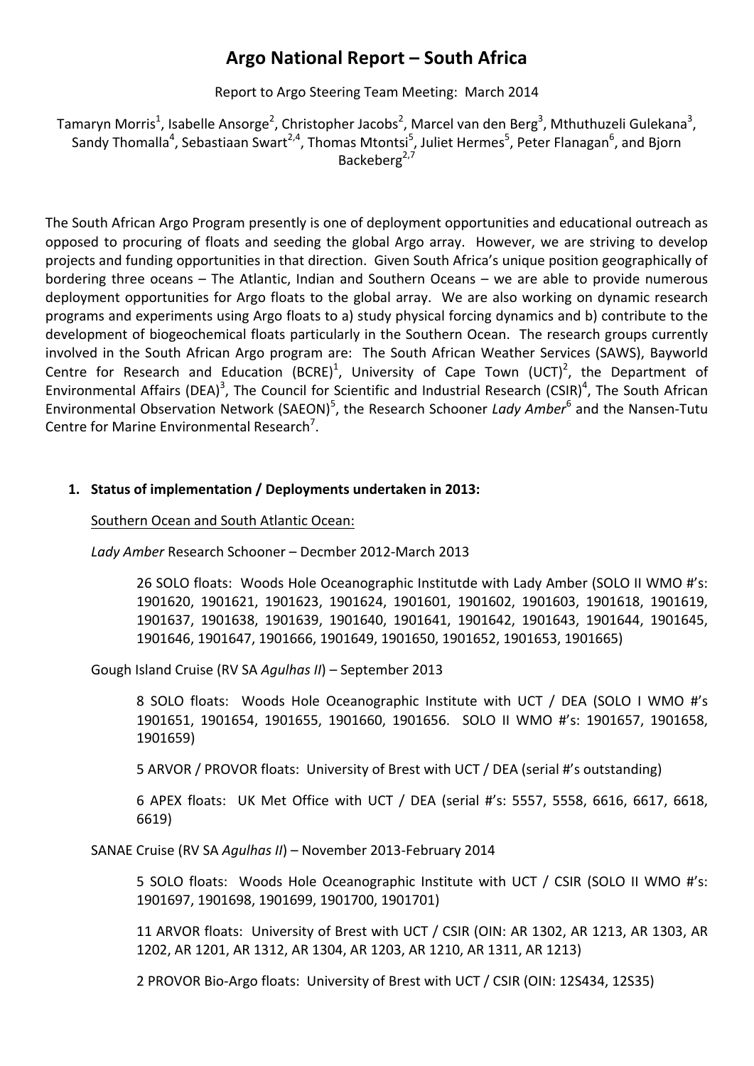# Argo National Report – South Africa

Report to Argo Steering Team Meeting: March 2014

Tamaryn Morris[1], Isabelle Ansorge[2], Christopher Jacobs[2], Marcel van den Berg[3], Mthuthuzeli Gulekana[3], Sandy Thomalla[4], Sebastiaan Swart[2,4], Thomas Mtontsi[5], Juliet Hermes[5], Peter Flanagan[6], and Bjorn Backeberg[2,7]

The South African Argo Program presently is one of deployment opportunities and educational outreach as opposed to procuring of floats and seeding the global Argo array. However, we are striving to develop projects and funding opportunities in that direction. Given South Africa's unique position geographically of bordering three oceans – The Atlantic, Indian and Southern Oceans – we are able to provide numerous deployment opportunities for Argo floats to the global array. We are also working on dynamic research programs and experiments using Argo floats to a) study physical forcing dynamics and b) contribute to the development of biogeochemical floats particularly in the Southern Ocean. The research groups currently involved in the South African Argo program are: The South African Weather Services (SAWS), Bayworld Centre for Research and Education (BCRE)[1], University of Cape Town (UCT)[2], the Department of Environmental Affairs (DEA)[3], The Council for Scientific and Industrial Research (CSIR)[4], The South African Environmental Observation Network (SAEON)[5], the Research Schooner *Lady Amber*[6] and the Nansen-Tutu Centre for Marine Environmental Research[7].

## 1. Status of implementation / Deployments undertaken in 2013:

Southern Ocean and South Atlantic Ocean:

*Lady Amber* Research Schooner – Decmber 2012-March 2013

> 26 SOLO floats: Woods Hole Oceanographic Institutde with Lady Amber (SOLO II WMO #'s: 1901620, 1901621, 1901623, 1901624, 1901601, 1901602, 1901603, 1901618, 1901619, 1901637, 1901638, 1901639, 1901640, 1901641, 1901642, 1901643, 1901644, 1901645, 1901646, 1901647, 1901666, 1901649, 1901650, 1901652, 1901653, 1901665)

Gough Island Cruise (RV SA *Agulhas II*) – September 2013

> 8 SOLO floats: Woods Hole Oceanographic Institute with UCT / DEA (SOLO I WMO #'s 1901651, 1901654, 1901655, 1901660, 1901656. SOLO II WMO #'s: 1901657, 1901658, 1901659)
>
> 5 ARVOR / PROVOR floats: University of Brest with UCT / DEA (serial #'s outstanding)
>
> 6 APEX floats: UK Met Office with UCT / DEA (serial #'s: 5557, 5558, 6616, 6617, 6618, 6619)

SANAE Cruise (RV SA *Agulhas II*) – November 2013-February 2014

> 5 SOLO floats: Woods Hole Oceanographic Institute with UCT / CSIR (SOLO II WMO #'s: 1901697, 1901698, 1901699, 1901700, 1901701)
>
> 11 ARVOR floats: University of Brest with UCT / CSIR (OIN: AR 1302, AR 1213, AR 1303, AR 1202, AR 1201, AR 1312, AR 1304, AR 1203, AR 1210, AR 1311, AR 1213)
>
> 2 PROVOR Bio-Argo floats: University of Brest with UCT / CSIR (OIN: 12S434, 12S35)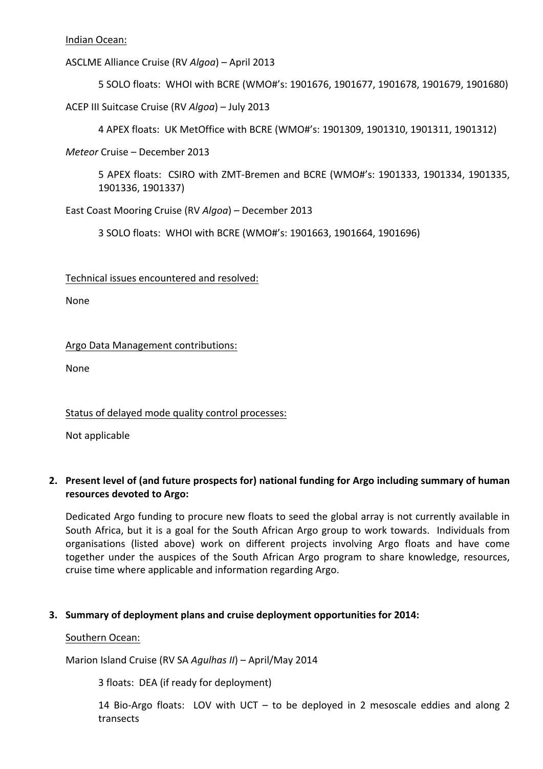Indian Ocean:

ASCLME Alliance Cruise (RV *Algoa*) – April 2013

5 SOLO floats: WHOI with BCRE (WMO#'s: 1901676, 1901677, 1901678, 1901679, 1901680)

ACEP III Suitcase Cruise (RV *Algoa*) – July 2013

4 APEX floats: UK MetOffice with BCRE (WMO#'s: 1901309, 1901310, 1901311, 1901312)

*Meteor* Cruise – December 2013

5 APEX floats: CSIRO with ZMT-Bremen and BCRE (WMO#'s: 1901333, 1901334, 1901335, 1901336, 1901337)

East Coast Mooring Cruise (RV *Algoa*) – December 2013

3 SOLO floats: WHOI with BCRE (WMO#'s: 1901663, 1901664, 1901696)

Technical issues encountered and resolved:

None

Argo Data Management contributions:

None

Status of delayed mode quality control processes:

Not applicable

## 2. Present level of (and future prospects for) national funding for Argo including summary of human resources devoted to Argo:

Dedicated Argo funding to procure new floats to seed the global array is not currently available in South Africa, but it is a goal for the South African Argo group to work towards. Individuals from organisations (listed above) work on different projects involving Argo floats and have come together under the auspices of the South African Argo program to share knowledge, resources, cruise time where applicable and information regarding Argo.

## 3. Summary of deployment plans and cruise deployment opportunities for 2014:

Southern Ocean:

Marion Island Cruise (RV SA *Agulhas II*) – April/May 2014

3 floats: DEA (if ready for deployment)

14 Bio-Argo floats: LOV with UCT – to be deployed in 2 mesoscale eddies and along 2 transects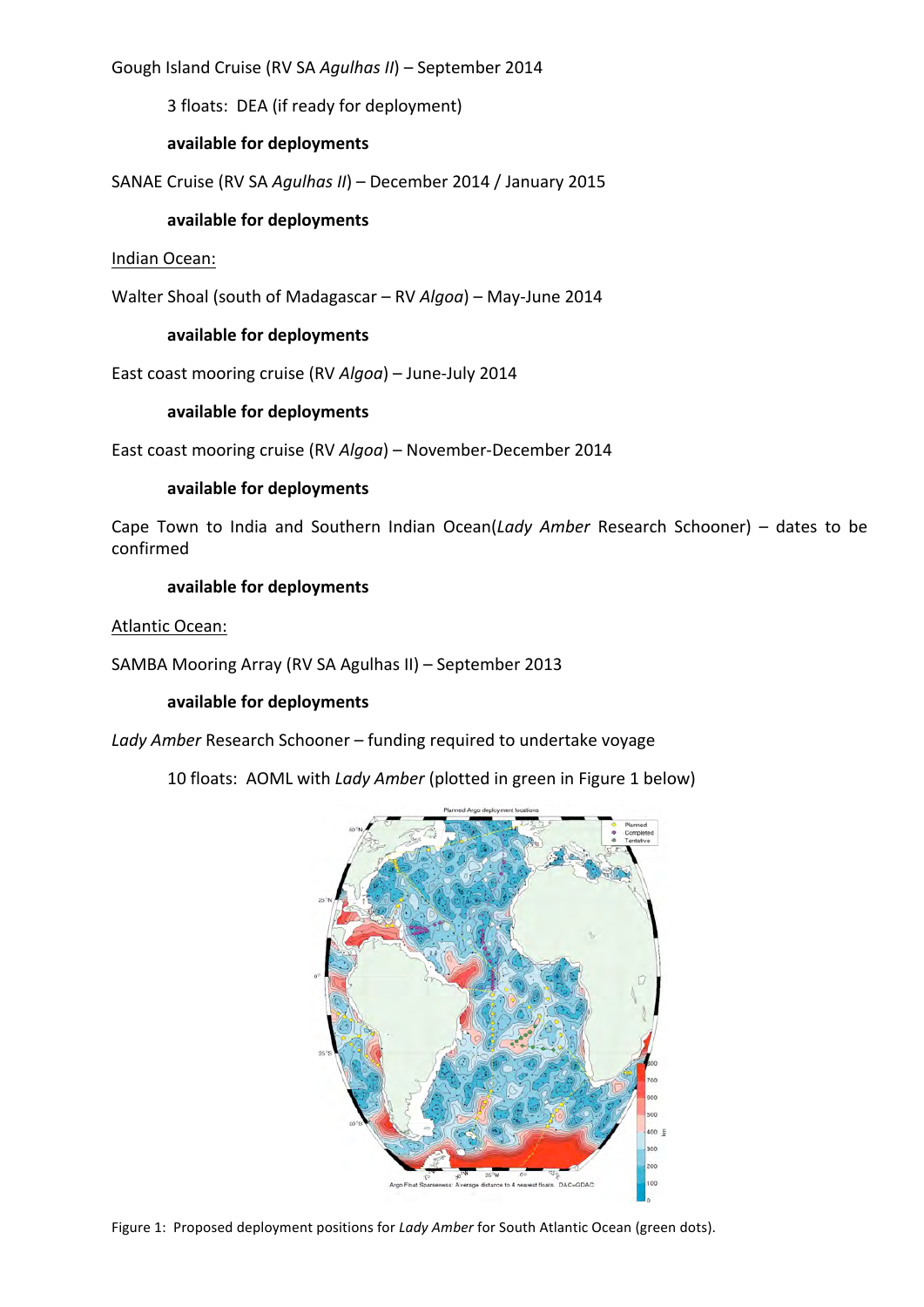Gough Island Cruise (RV SA *Agulhas II*) – September 2014

3 floats: DEA (if ready for deployment)

**available for deployments**

SANAE Cruise (RV SA *Agulhas II*) – December 2014 / January 2015

**available for deployments**

Indian Ocean:

Walter Shoal (south of Madagascar – RV *Algoa*) – May-June 2014

**available for deployments**

East coast mooring cruise (RV *Algoa*) – June-July 2014

**available for deployments**

East coast mooring cruise (RV *Algoa*) – November-December 2014

**available for deployments**

Cape Town to India and Southern Indian Ocean(*Lady Amber* Research Schooner) – dates to be confirmed

**available for deployments**

Atlantic Ocean:

SAMBA Mooring Array (RV SA Agulhas II) – September 2013

**available for deployments**

*Lady Amber* Research Schooner – funding required to undertake voyage

10 floats: AOML with *Lady Amber* (plotted in green in Figure 1 below)

Figure 1: Proposed deployment positions for *Lady Amber* for South Atlantic Ocean (green dots).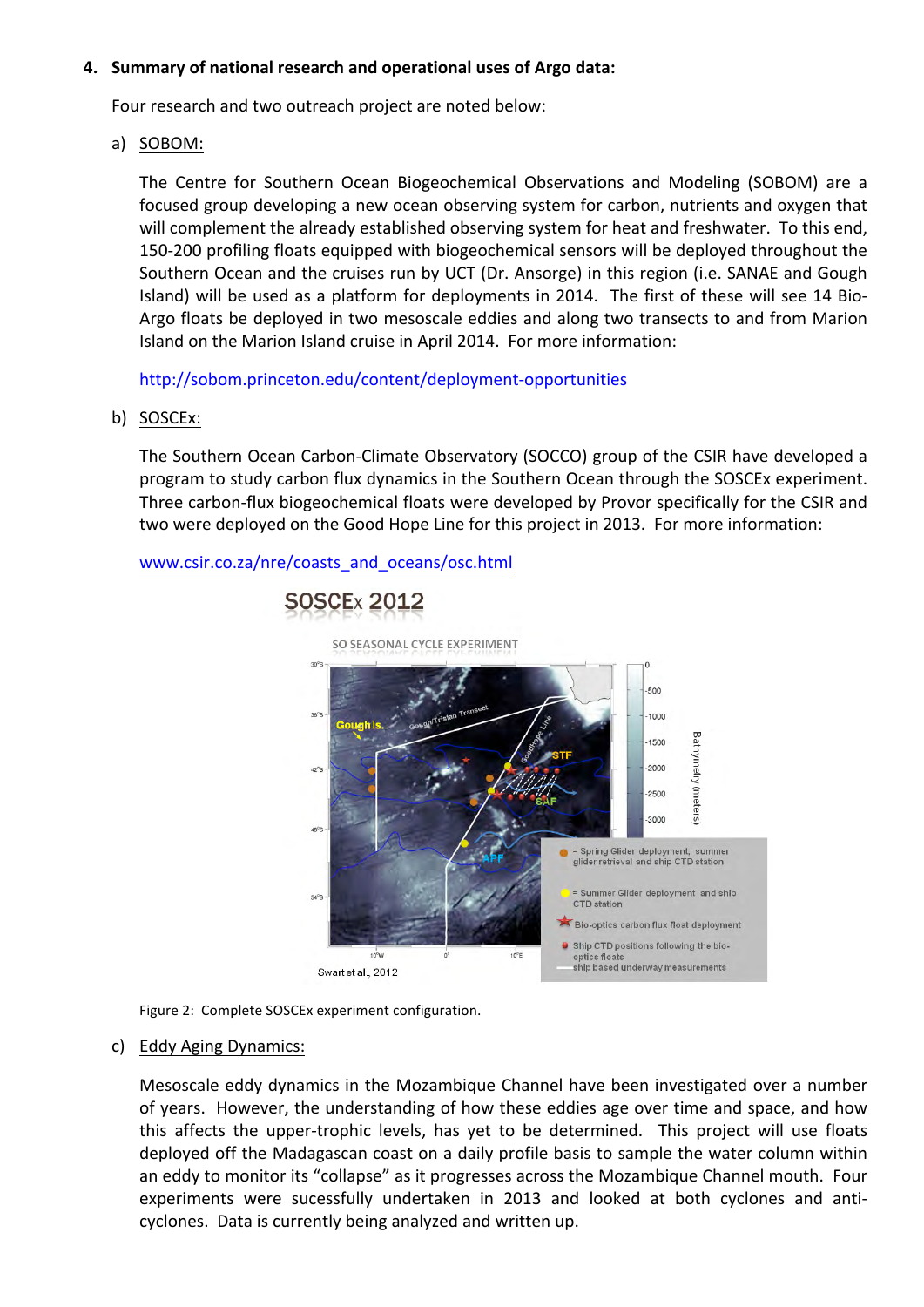## 4. Summary of national research and operational uses of Argo data:

Four research and two outreach project are noted below:

a) SOBOM:

The Centre for Southern Ocean Biogeochemical Observations and Modeling (SOBOM) are a focused group developing a new ocean observing system for carbon, nutrients and oxygen that will complement the already established observing system for heat and freshwater. To this end, 150-200 profiling floats equipped with biogeochemical sensors will be deployed throughout the Southern Ocean and the cruises run by UCT (Dr. Ansorge) in this region (i.e. SANAE and Gough Island) will be used as a platform for deployments in 2014. The first of these will see 14 Bio-Argo floats be deployed in two mesoscale eddies and along two transects to and from Marion Island on the Marion Island cruise in April 2014. For more information:

http://sobom.princeton.edu/content/deployment-opportunities

b) SOSCEx:

The Southern Ocean Carbon-Climate Observatory (SOCCO) group of the CSIR have developed a program to study carbon flux dynamics in the Southern Ocean through the SOSCEx experiment. Three carbon-flux biogeochemical floats were developed by Provor specifically for the CSIR and two were deployed on the Good Hope Line for this project in 2013. For more information:

www.csir.co.za/nre/coasts_and_oceans/osc.html

Figure 2: Complete SOSCEx experiment configuration.

c) Eddy Aging Dynamics:

Mesoscale eddy dynamics in the Mozambique Channel have been investigated over a number of years. However, the understanding of how these eddies age over time and space, and how this affects the upper-trophic levels, has yet to be determined. This project will use floats deployed off the Madagascan coast on a daily profile basis to sample the water column within an eddy to monitor its "collapse" as it progresses across the Mozambique Channel mouth. Four experiments were sucessfully undertaken in 2013 and looked at both cyclones and anti-cyclones. Data is currently being analyzed and written up.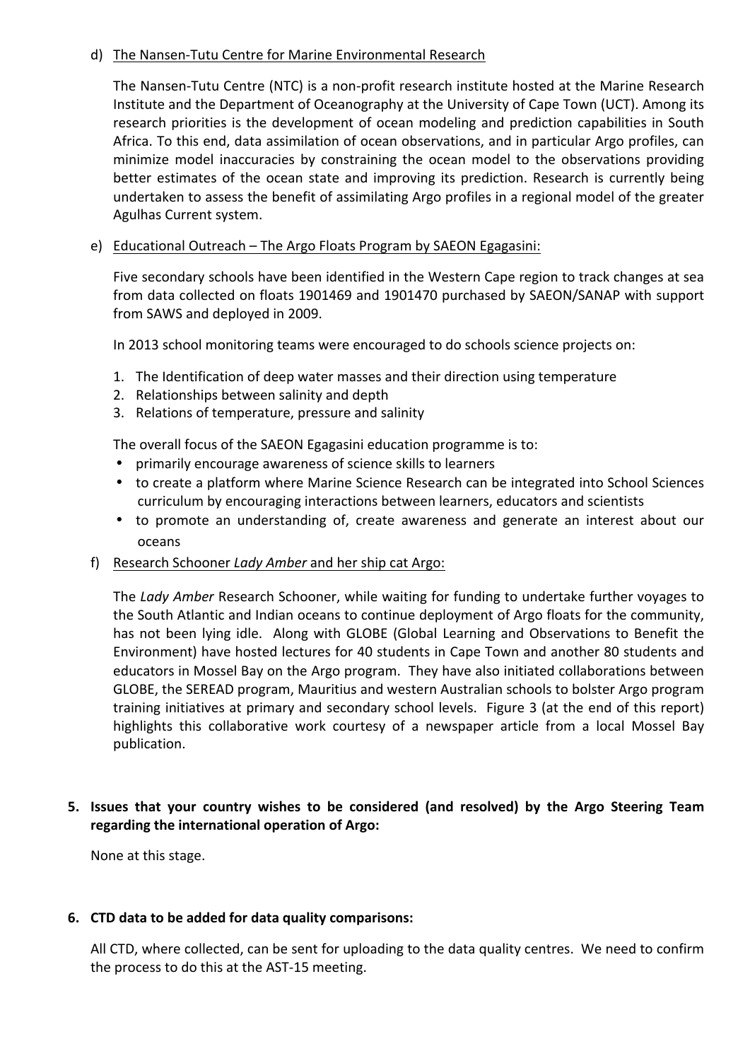d) The Nansen-Tutu Centre for Marine Environmental Research

The Nansen-Tutu Centre (NTC) is a non-profit research institute hosted at the Marine Research Institute and the Department of Oceanography at the University of Cape Town (UCT). Among its research priorities is the development of ocean modeling and prediction capabilities in South Africa. To this end, data assimilation of ocean observations, and in particular Argo profiles, can minimize model inaccuracies by constraining the ocean model to the observations providing better estimates of the ocean state and improving its prediction. Research is currently being undertaken to assess the benefit of assimilating Argo profiles in a regional model of the greater Agulhas Current system.

e) Educational Outreach – The Argo Floats Program by SAEON Egagasini:

Five secondary schools have been identified in the Western Cape region to track changes at sea from data collected on floats 1901469 and 1901470 purchased by SAEON/SANAP with support from SAWS and deployed in 2009.

In 2013 school monitoring teams were encouraged to do schools science projects on:

1. The Identification of deep water masses and their direction using temperature
2. Relationships between salinity and depth
3. Relations of temperature, pressure and salinity

The overall focus of the SAEON Egagasini education programme is to:

- primarily encourage awareness of science skills to learners
- to create a platform where Marine Science Research can be integrated into School Sciences curriculum by encouraging interactions between learners, educators and scientists
- to promote an understanding of, create awareness and generate an interest about our oceans

f) Research Schooner *Lady Amber* and her ship cat Argo:

The *Lady Amber* Research Schooner, while waiting for funding to undertake further voyages to the South Atlantic and Indian oceans to continue deployment of Argo floats for the community, has not been lying idle. Along with GLOBE (Global Learning and Observations to Benefit the Environment) have hosted lectures for 40 students in Cape Town and another 80 students and educators in Mossel Bay on the Argo program. They have also initiated collaborations between GLOBE, the SEREAD program, Mauritius and western Australian schools to bolster Argo program training initiatives at primary and secondary school levels. Figure 3 (at the end of this report) highlights this collaborative work courtesy of a newspaper article from a local Mossel Bay publication.

**5. Issues that your country wishes to be considered (and resolved) by the Argo Steering Team regarding the international operation of Argo:**

None at this stage.

**6. CTD data to be added for data quality comparisons:**

All CTD, where collected, can be sent for uploading to the data quality centres. We need to confirm the process to do this at the AST-15 meeting.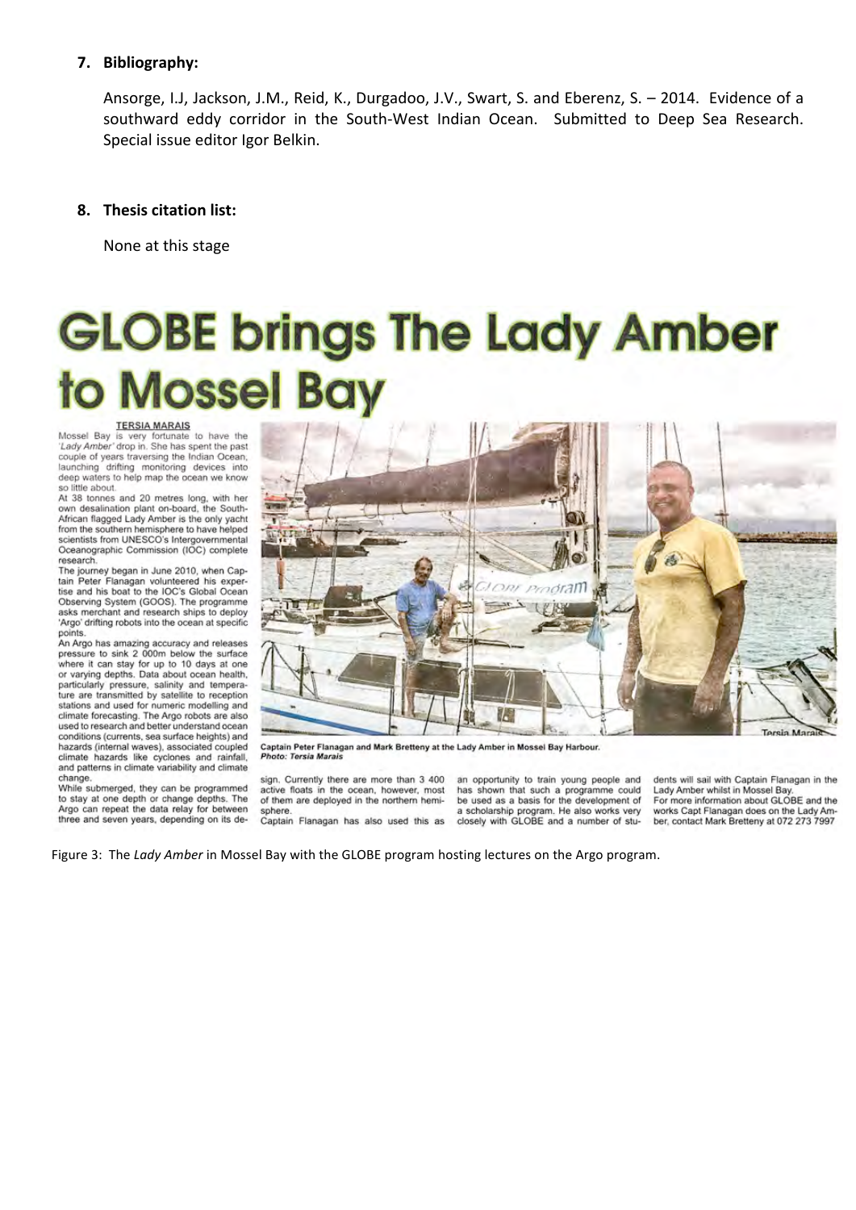## 7. Bibliography:

Ansorge, I.J, Jackson, J.M., Reid, K., Durgadoo, J.V., Swart, S. and Eberenz, S. – 2014. Evidence of a southward eddy corridor in the South-West Indian Ocean. Submitted to Deep Sea Research. Special issue editor Igor Belkin.

## 8. Thesis citation list:

None at this stage

# GLOBE brings The Lady Amber to Mossel Bay

TERSIA MARAIS

Mossel Bay is very fortunate to have the *'Lady Amber'* drop in. She has spent the past couple of years traversing the Indian Ocean, launching drifting monitoring devices into deep waters to help map the ocean we know so little about.

At 38 tonnes and 20 metres long, with her own desalination plant on-board, the South-African flagged Lady Amber is the only yacht from the southern hemisphere to have helped scientists from UNESCO's Intergovernmental Oceanographic Commission (IOC) complete research.

The journey began in June 2010, when Captain Peter Flanagan volunteered his expertise and his boat to the IOC's Global Ocean Observing System (GOOS). The programme asks merchant and research ships to deploy 'Argo' drifting robots into the ocean at specific points.

An Argo has amazing accuracy and releases pressure to sink 2 000m below the surface where it can stay for up to 10 days at one or varying depths. Data about ocean health, particularly pressure, salinity and temperature are transmitted by satellite to reception stations and used for numeric modelling and climate forecasting. The Argo robots are also used to research and better understand ocean conditions (currents, sea surface heights) and hazards (internal waves), associated coupled climate hazards like cyclones and rainfall, and patterns in climate variability and climate change.

While submerged, they can be programmed to stay at one depth or change depths. The Argo can repeat the data relay for between three and seven years, depending on its design. Currently there are more than 3 400 active floats in the ocean, however, most of them are deployed in the northern hemisphere.

Captain Flanagan has also used this as an opportunity to train young people and has shown that such a programme could be used as a basis for the development of a scholarship program. He also works very closely with GLOBE and a number of students will sail with Captain Flanagan in the Lady Amber whilst in Mossel Bay.

For more information about GLOBE and the works Capt Flanagan does on the Lady Amber, contact Mark Bretteny at 072 273 7997

Captain Peter Flanagan and Mark Bretteny at the Lady Amber in Mossel Bay Harbour. ***Photo: Tersia Marais***

Figure 3: The *Lady Amber* in Mossel Bay with the GLOBE program hosting lectures on the Argo program.